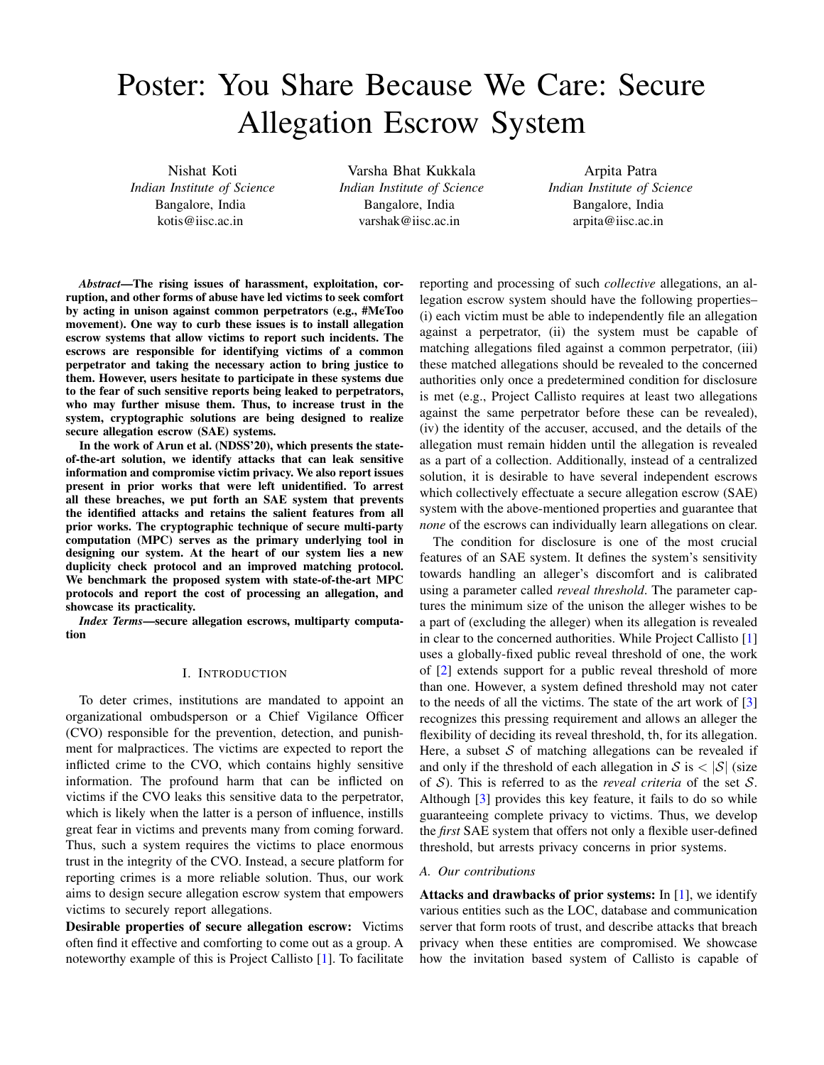# Poster: You Share Because We Care: Secure Allegation Escrow System

Nishat Koti
*Indian Institute of Science*
Bangalore, India
kotis@iisc.ac.in

Varsha Bhat Kukkala
*Indian Institute of Science*
Bangalore, India
varshak@iisc.ac.in

Arpita Patra
*Indian Institute of Science*
Bangalore, India
arpita@iisc.ac.in

***Abstract*—The rising issues of harassment, exploitation, corruption, and other forms of abuse have led victims to seek comfort by acting in unison against common perpetrators (e.g., #MeToo movement). One way to curb these issues is to install allegation escrow systems that allow victims to report such incidents. The escrows are responsible for identifying victims of a common perpetrator and taking the necessary action to bring justice to them. However, users hesitate to participate in these systems due to the fear of such sensitive reports being leaked to perpetrators, who may further misuse them. Thus, to increase trust in the system, cryptographic solutions are being designed to realize secure allegation escrow (SAE) systems.**

**In the work of Arun et al. (NDSS'20), which presents the state-of-the-art solution, we identify attacks that can leak sensitive information and compromise victim privacy. We also report issues present in prior works that were left unidentified. To arrest all these breaches, we put forth an SAE system that prevents the identified attacks and retains the salient features from all prior works. The cryptographic technique of secure multi-party computation (MPC) serves as the primary underlying tool in designing our system. At the heart of our system lies a new duplicity check protocol and an improved matching protocol. We benchmark the proposed system with state-of-the-art MPC protocols and report the cost of processing an allegation, and showcase its practicality.**

***Index Terms*—secure allegation escrows, multiparty computation**

## I. Introduction

To deter crimes, institutions are mandated to appoint an organizational ombudsperson or a Chief Vigilance Officer (CVO) responsible for the prevention, detection, and punishment for malpractices. The victims are expected to report the inflicted crime to the CVO, which contains highly sensitive information. The profound harm that can be inflicted on victims if the CVO leaks this sensitive data to the perpetrator, which is likely when the latter is a person of influence, instills great fear in victims and prevents many from coming forward. Thus, such a system requires the victims to place enormous trust in the integrity of the CVO. Instead, a secure platform for reporting crimes is a more reliable solution. Thus, our work aims to design secure allegation escrow system that empowers victims to securely report allegations.

**Desirable properties of secure allegation escrow:** Victims often find it effective and comforting to come out as a group. A noteworthy example of this is Project Callisto [1]. To facilitate reporting and processing of such *collective* allegations, an allegation escrow system should have the following properties– (i) each victim must be able to independently file an allegation against a perpetrator, (ii) the system must be capable of matching allegations filed against a common perpetrator, (iii) these matched allegations should be revealed to the concerned authorities only once a predetermined condition for disclosure is met (e.g., Project Callisto requires at least two allegations against the same perpetrator before these can be revealed), (iv) the identity of the accuser, accused, and the details of the allegation must remain hidden until the allegation is revealed as a part of a collection. Additionally, instead of a centralized solution, it is desirable to have several independent escrows which collectively effectuate a secure allegation escrow (SAE) system with the above-mentioned properties and guarantee that *none* of the escrows can individually learn allegations on clear.

The condition for disclosure is one of the most crucial features of an SAE system. It defines the system's sensitivity towards handling an alleger's discomfort and is calibrated using a parameter called *reveal threshold*. The parameter captures the minimum size of the unison the alleger wishes to be a part of (excluding the alleger) when its allegation is revealed in clear to the concerned authorities. While Project Callisto [1] uses a globally-fixed public reveal threshold of one, the work of [2] extends support for a public reveal threshold of more than one. However, a system defined threshold may not cater to the needs of all the victims. The state of the art work of [3] recognizes this pressing requirement and allows an alleger the flexibility of deciding its reveal threshold, $\mathsf{th}$, for its allegation. Here, a subset $\mathcal{S}$ of matching allegations can be revealed if and only if the threshold of each allegation in $\mathcal{S}$ is $< |\mathcal{S}|$ (size of $\mathcal{S}$). This is referred to as the *reveal criteria* of the set $\mathcal{S}$. Although [3] provides this key feature, it fails to do so while guaranteeing complete privacy to victims. Thus, we develop the *first* SAE system that offers not only a flexible user-defined threshold, but arrests privacy concerns in prior systems.

### A. Our contributions

**Attacks and drawbacks of prior systems:** In [1], we identify various entities such as the LOC, database and communication server that form roots of trust, and describe attacks that breach privacy when these entities are compromised. We showcase how the invitation based system of Callisto is capable of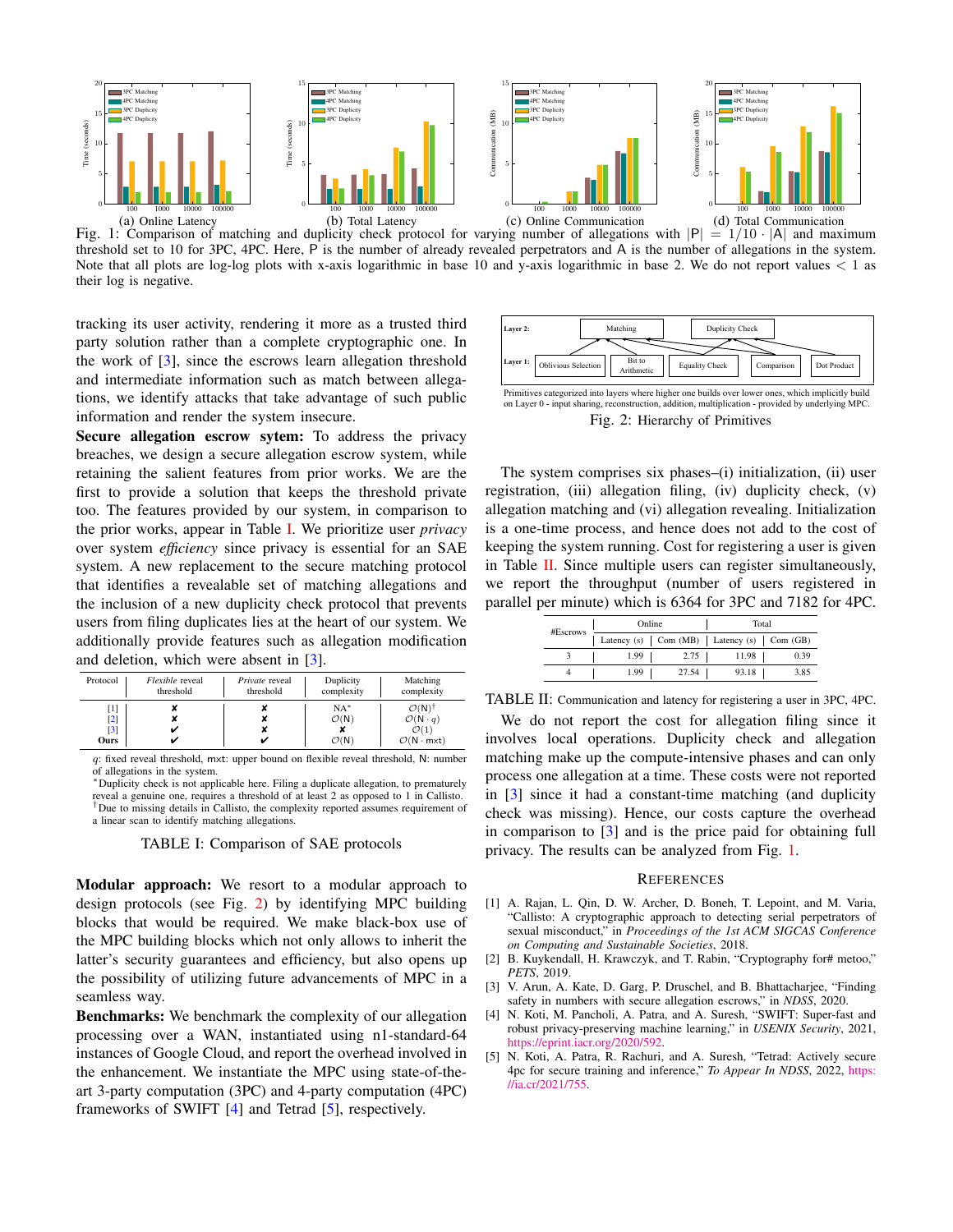(a) Online Latency

Time (seconds)

20, 15, 10, 5, 0

3PC Matching, 4PC Matching, 3PC Duplicity, 4PC Duplicity

100, 1000, 10000, 100000

(b) Total Latency

Time (seconds)

15, 10, 5, 0

3PC Matching, 4PC Matching, 3PC Duplicity, 4PC Duplicity

100, 1000, 10000, 100000

(c) Online Communication

Communication (MB)

15, 10, 5, 0

3PC Matching, 4PC Matching, 3PC Duplicity, 4PC Duplicity

100, 1000, 10000, 100000

(d) Total Communication

Communication (MB)

20, 15, 10, 5, 0

3PC Matching, 4PC Matching, 3PC Duplicity, 4PC Duplicity

100, 1000, 10000, 100000

Fig. 1: Comparison of matching and duplicity check protocol for varying number of allegations with $|\mathsf{P}| = 1/10 \cdot |\mathsf{A}|$ and maximum threshold set to 10 for 3PC, 4PC. Here, P is the number of already revealed perpetrators and A is the number of allegations in the system. Note that all plots are log-log plots with x-axis logarithmic in base 10 and y-axis logarithmic in base 2. We do not report values < 1 as their log is negative.

tracking its user activity, rendering it more as a trusted third party solution rather than a complete cryptographic one. In the work of [3], since the escrows learn allegation threshold and intermediate information such as match between allegations, we identify attacks that take advantage of such public information and render the system insecure.

**Secure allegation escrow sytem:** To address the privacy breaches, we design a secure allegation escrow system, while retaining the salient features from prior works. We are the first to provide a solution that keeps the threshold private too. The features provided by our system, in comparison to the prior works, appear in Table I. We prioritize user *privacy* over system *efficiency* since privacy is essential for an SAE system. A new replacement to the secure matching protocol that identifies a revealable set of matching allegations and the inclusion of a new duplicity check protocol that prevents users from filing duplicates lies at the heart of our system. We additionally provide features such as allegation modification and deletion, which were absent in [3].

| Protocol | *Flexible* reveal threshold | *Private* reveal threshold | Duplicity complexity | Matching complexity |
|---|---|---|---|---|
| [1] | ✘ | ✘ | NA* | $\mathcal{O}(\mathsf{N})^{\dagger}$ |
| [2] | ✘ | ✘ | $\mathcal{O}(\mathsf{N})$ | $\mathcal{O}(\mathsf{N} \cdot q)$ |
| [3] | ✔ | ✘ | ✘ | $\mathcal{O}(1)$ |
| **Ours** | ✔ | ✔ | $\mathcal{O}(\mathsf{N})$ | $\mathcal{O}(\mathsf{N} \cdot \mathsf{mxt})$ |

$q$: fixed reveal threshold, mxt: upper bound on flexible reveal threshold, N: number of allegations in the system.
*Duplicity check is not applicable here. Filing a duplicate allegation, to prematurely reveal a genuine one, requires a threshold of at least 2 as opposed to 1 in Callisto.
†Due to missing details in Callisto, the complexity reported assumes requirement of a linear scan to identify matching allegations.

TABLE I: Comparison of SAE protocols

**Modular approach:** We resort to a modular approach to design protocols (see Fig. 2) by identifying MPC building blocks that would be required. We make black-box use of the MPC building blocks which not only allows to inherit the latter's security guarantees and efficiency, but also opens up the possibility of utilizing future advancements of MPC in a seamless way.

**Benchmarks:** We benchmark the complexity of our allegation processing over a WAN, instantiated using n1-standard-64 instances of Google Cloud, and report the overhead involved in the enhancement. We instantiate the MPC using state-of-the-art 3-party computation (3PC) and 4-party computation (4PC) frameworks of SWIFT [4] and Tetrad [5], respectively.

Layer 2: Matching, Duplicity Check

Layer 1: Oblivious Selection, Bit to Arithmetic, Equality Check, Comparison, Dot Product

Primitives categorized into layers where higher one builds over lower ones, which implicitly build on Layer 0 - input sharing, reconstruction, addition, multiplication - provided by underlying MPC.

Fig. 2: Hierarchy of Primitives

The system comprises six phases–(i) initialization, (ii) user registration, (iii) allegation filing, (iv) duplicity check, (v) allegation matching and (vi) allegation revealing. Initialization is a one-time process, and hence does not add to the cost of keeping the system running. Cost for registering a user is given in Table II. Since multiple users can register simultaneously, we report the throughput (number of users registered in parallel per minute) which is 6364 for 3PC and 7182 for 4PC.

| #Escrows | Online | | Total | |
|---|---|---|---|---|
| | Latency (s) | Com (MB) | Latency (s) | Com (GB) |
| 3 | 1.99 | 2.75 | 11.98 | 0.39 |
| 4 | 1.99 | 27.54 | 93.18 | 3.85 |

TABLE II: Communication and latency for registering a user in 3PC, 4PC.

We do not report the cost for allegation filing since it involves local operations. Duplicity check and allegation matching make up the compute-intensive phases and can only process one allegation at a time. These costs were not reported in [3] since it had a constant-time matching (and duplicity check was missing). Hence, our costs capture the overhead in comparison to [3] and is the price paid for obtaining full privacy. The results can be analyzed from Fig. 1.

## References

[1] A. Rajan, L. Qin, D. W. Archer, D. Boneh, T. Lepoint, and M. Varia, "Callisto: A cryptographic approach to detecting serial perpetrators of sexual misconduct," in *Proceedings of the 1st ACM SIGCAS Conference on Computing and Sustainable Societies*, 2018.

[2] B. Kuykendall, H. Krawczyk, and T. Rabin, "Cryptography for# metoo," *PETS*, 2019.

[3] V. Arun, A. Kate, D. Garg, P. Druschel, and B. Bhattacharjee, "Finding safety in numbers with secure allegation escrows," in *NDSS*, 2020.

[4] N. Koti, M. Pancholi, A. Patra, and A. Suresh, "SWIFT: Super-fast and robust privacy-preserving machine learning," in *USENIX Security*, 2021, https://eprint.iacr.org/2020/592.

[5] N. Koti, A. Patra, R. Rachuri, and A. Suresh, "Tetrad: Actively secure 4pc for secure training and inference," *To Appear In NDSS*, 2022, https://ia.cr/2021/755.